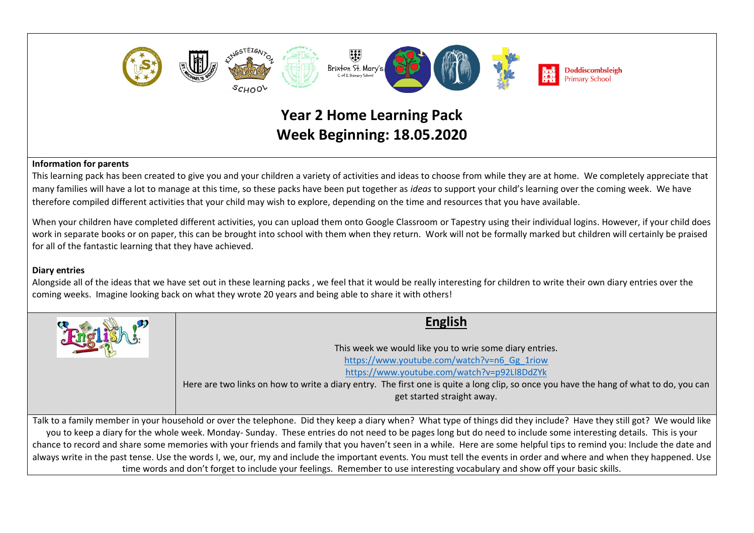Doddiscombsleigh Primary School

# Year 2 Home Learning Pack
# Week Beginning: 18.05.2020

**Information for parents**

This learning pack has been created to give you and your children a variety of activities and ideas to choose from while they are at home. We completely appreciate that many families will have a lot to manage at this time, so these packs have been put together as *ideas* to support your child's learning over the coming week. We have therefore compiled different activities that your child may wish to explore, depending on the time and resources that you have available.

When your children have completed different activities, you can upload them onto Google Classroom or Tapestry using their individual logins. However, if your child does work in separate books or on paper, this can be brought into school with them when they return. Work will not be formally marked but children will certainly be praised for all of the fantastic learning that they have achieved.

**Diary entries**

Alongside all of the ideas that we have set out in these learning packs , we feel that it would be really interesting for children to write their own diary entries over the coming weeks. Imagine looking back on what they wrote 20 years and being able to share it with others!

## English

This week we would like you to wrie some diary entries.

https://www.youtube.com/watch?v=n6_Gg_1riow

https://www.youtube.com/watch?v=p92Ll8DdZYk

Here are two links on how to write a diary entry. The first one is quite a long clip, so once you have the hang of what to do, you can get started straight away.

Talk to a family member in your household or over the telephone. Did they keep a diary when? What type of things did they include? Have they still got? We would like you to keep a diary for the whole week. Monday- Sunday. These entries do not need to be pages long but do need to include some interesting details. This is your chance to record and share some memories with your friends and family that you haven't seen in a while. Here are some helpful tips to remind you: Include the date and always write in the past tense. Use the words I, we, our, my and include the important events. You must tell the events in order and where and when they happened. Use time words and don't forget to include your feelings. Remember to use interesting vocabulary and show off your basic skills.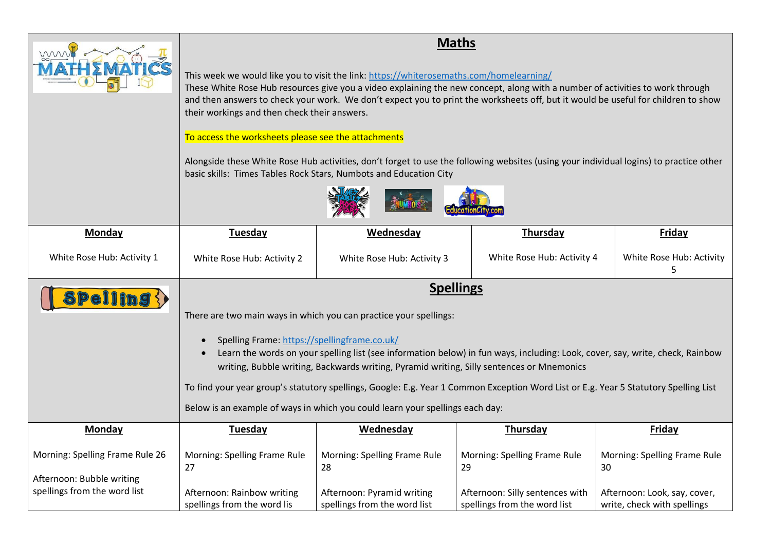## Maths

This week we would like you to visit the link: https://whiterosemaths.com/homelearning/
These White Rose Hub resources give you a video explaining the new concept, along with a number of activities to work through and then answers to check your work. We don't expect you to print the worksheets off, but it would be useful for children to show their workings and then check their answers.

To access the worksheets please see the attachments

Alongside these White Rose Hub activities, don't forget to use the following websites (using your individual logins) to practice other basic skills: Times Tables Rock Stars, Numbots and Education City

| Monday | Tuesday | Wednesday | Thursday | Friday |
|---|---|---|---|---|
| White Rose Hub: Activity 1 | White Rose Hub: Activity 2 | White Rose Hub: Activity 3 | White Rose Hub: Activity 4 | White Rose Hub: Activity 5 |

## Spellings

There are two main ways in which you can practice your spellings:

- Spelling Frame: https://spellingframe.co.uk/
- Learn the words on your spelling list (see information below) in fun ways, including: Look, cover, say, write, check, Rainbow writing, Bubble writing, Backwards writing, Pyramid writing, Silly sentences or Mnemonics

To find your year group's statutory spellings, Google: E.g. Year 1 Common Exception Word List or E.g. Year 5 Statutory Spelling List

Below is an example of ways in which you could learn your spellings each day:

| Monday | Tuesday | Wednesday | Thursday | Friday |
|---|---|---|---|---|
| Morning: Spelling Frame Rule 26<br><br>Afternoon: Bubble writing spellings from the word list | Morning: Spelling Frame Rule 27<br><br>Afternoon: Rainbow writing spellings from the word lis | Morning: Spelling Frame Rule 28<br><br>Afternoon: Pyramid writing spellings from the word list | Morning: Spelling Frame Rule 29<br><br>Afternoon: Silly sentences with spellings from the word list | Morning: Spelling Frame Rule 30<br><br>Afternoon: Look, say, cover, write, check with spellings |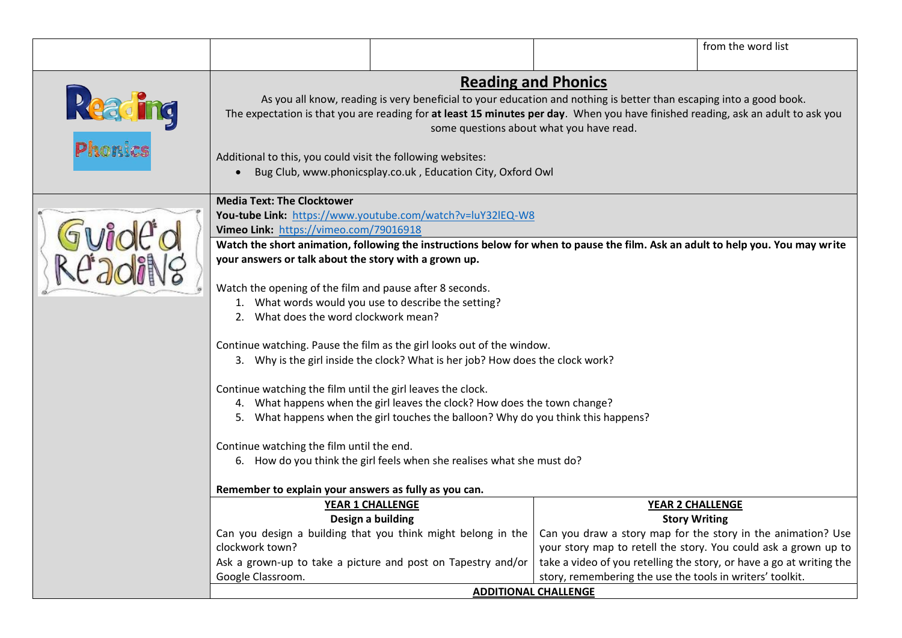| | | | | from the word list |
|---|---|---|---|---|

## Reading and Phonics

Reading

Phonics

As you all know, reading is very beneficial to your education and nothing is better than escaping into a good book. The expectation is that you are reading for **at least 15 minutes per day**. When you have finished reading, ask an adult to ask you some questions about what you have read.

Additional to this, you could visit the following websites:

- Bug Club, www.phonicsplay.co.uk , Education City, Oxford Owl

Guided Reading

**Media Text: The Clocktower**
**You-tube Link:** https://www.youtube.com/watch?v=luY32lEQ-W8
**Vimeo Link:** https://vimeo.com/79016918

**Watch the short animation, following the instructions below for when to pause the film. Ask an adult to help you. You may write your answers or talk about the story with a grown up.**

Watch the opening of the film and pause after 8 seconds.

1. What words would you use to describe the setting?
2. What does the word clockwork mean?

Continue watching. Pause the film as the girl looks out of the window.

3. Why is the girl inside the clock? What is her job? How does the clock work?

Continue watching the film until the girl leaves the clock.

4. What happens when the girl leaves the clock? How does the town change?
5. What happens when the girl touches the balloon? Why do you think this happens?

Continue watching the film until the end.

6. How do you think the girl feels when she realises what she must do?

**Remember to explain your answers as fully as you can.**

| **YEAR 1 CHALLENGE** | **YEAR 2 CHALLENGE** |
|---|---|
| **Design a building** | **Story Writing** |
| Can you design a building that you think might belong in the clockwork town? Ask a grown-up to take a picture and post on Tapestry and/or Google Classroom. | Can you draw a story map for the story in the animation? Use your story map to retell the story. You could ask a grown up to take a video of you retelling the story, or have a go at writing the story, remembering the use the tools in writers' toolkit. |

**ADDITIONAL CHALLENGE**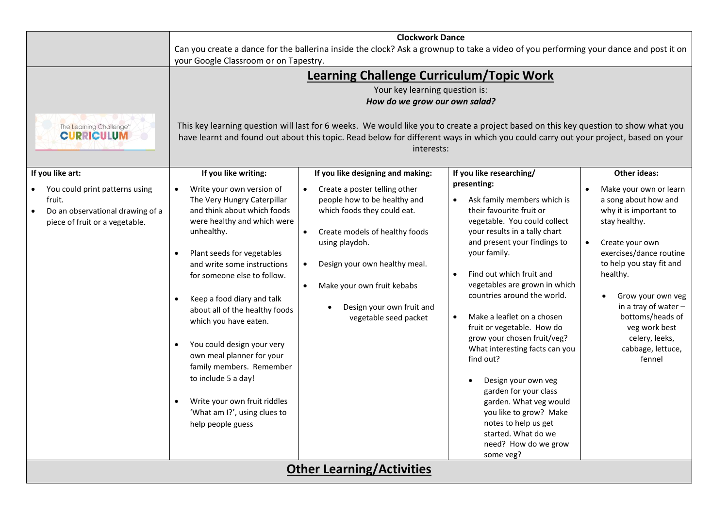**Clockwork Dance**

Can you create a dance for the ballerina inside the clock? Ask a grownup to take a video of you performing your dance and post it on your Google Classroom or on Tapestry.

The Learning Challenge CURRICULUM

## Learning Challenge Curriculum/Topic Work

Your key learning question is:

***How do we grow our own salad?***

This key learning question will last for 6 weeks. We would like you to create a project based on this key question to show what you have learnt and found out about this topic. Read below for different ways in which you could carry out your project, based on your interests:

| If you like art: | If you like writing: | If you like designing and making: | If you like researching/ presenting: | Other ideas: |
|---|---|---|---|---|
| • You could print patterns using fruit.<br>• Do an observational drawing of a piece of fruit or a vegetable. | • Write your own version of The Very Hungry Caterpillar and think about which foods were healthy and which were unhealthy.<br>• Plant seeds for vegetables and write some instructions for someone else to follow.<br>• Keep a food diary and talk about all of the healthy foods which you have eaten.<br>• You could design your very own meal planner for your family members. Remember to include 5 a day!<br>• Write your own fruit riddles 'What am I?', using clues to help people guess | • Create a poster telling other people how to be healthy and which foods they could eat.<br>• Create models of healthy foods using playdoh.<br>• Design your own healthy meal.<br>• Make your own fruit kebabs<br>• Design your own fruit and vegetable seed packet | • Ask family members which is their favourite fruit or vegetable. You could collect your results in a tally chart and present your findings to your family.<br>• Find out which fruit and vegetables are grown in which countries around the world.<br>• Make a leaflet on a chosen fruit or vegetable. How do grow your chosen fruit/veg? What interesting facts can you find out?<br>• Design your own veg garden for your class garden. What veg would you like to grow? Make notes to help us get started. What do we need? How do we grow some veg? | • Make your own or learn a song about how and why it is important to stay healthy.<br>• Create your own exercises/dance routine to help you stay fit and healthy.<br>• Grow your own veg in a tray of water – bottoms/heads of veg work best celery, leeks, cabbage, lettuce, fennel |

## Other Learning/Activities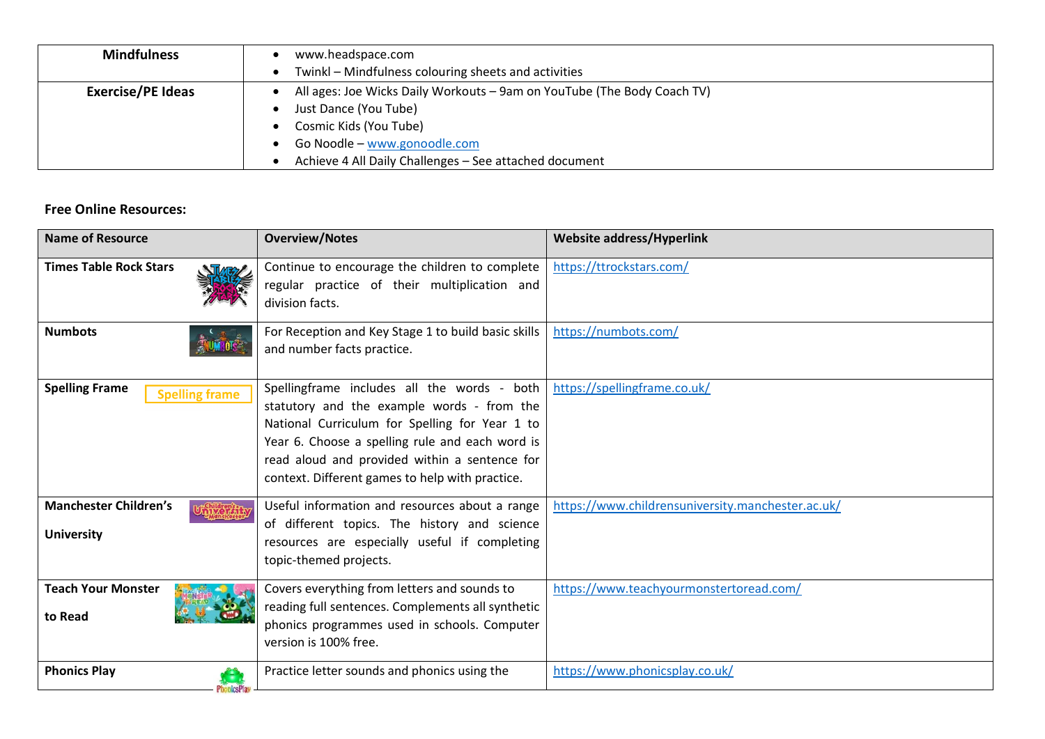| Mindfulness | • www.headspace.com<br>• Twinkl – Mindfulness colouring sheets and activities |
|---|---|
| Exercise/PE Ideas | • All ages: Joe Wicks Daily Workouts – 9am on YouTube (The Body Coach TV)<br>• Just Dance (You Tube)<br>• Cosmic Kids (You Tube)<br>• Go Noodle – www.gonoodle.com<br>• Achieve 4 All Daily Challenges – See attached document |

**Free Online Resources:**

| Name of Resource | Overview/Notes | Website address/Hyperlink |
|---|---|---|
| **Times Table Rock Stars** | Continue to encourage the children to complete regular practice of their multiplication and division facts. | https://ttrockstars.com/ |
| **Numbots** | For Reception and Key Stage 1 to build basic skills and number facts practice. | https://numbots.com/ |
| **Spelling Frame** | Spellingframe includes all the words - both statutory and the example words - from the National Curriculum for Spelling for Year 1 to Year 6. Choose a spelling rule and each word is read aloud and provided within a sentence for context. Different games to help with practice. | https://spellingframe.co.uk/ |
| **Manchester Children's University** | Useful information and resources about a range of different topics. The history and science resources are especially useful if completing topic-themed projects. | https://www.childrensuniversity.manchester.ac.uk/ |
| **Teach Your Monster to Read** | Covers everything from letters and sounds to reading full sentences. Complements all synthetic phonics programmes used in schools. Computer version is 100% free. | https://www.teachyourmonstertoread.com/ |
| **Phonics Play** | Practice letter sounds and phonics using the | https://www.phonicsplay.co.uk/ |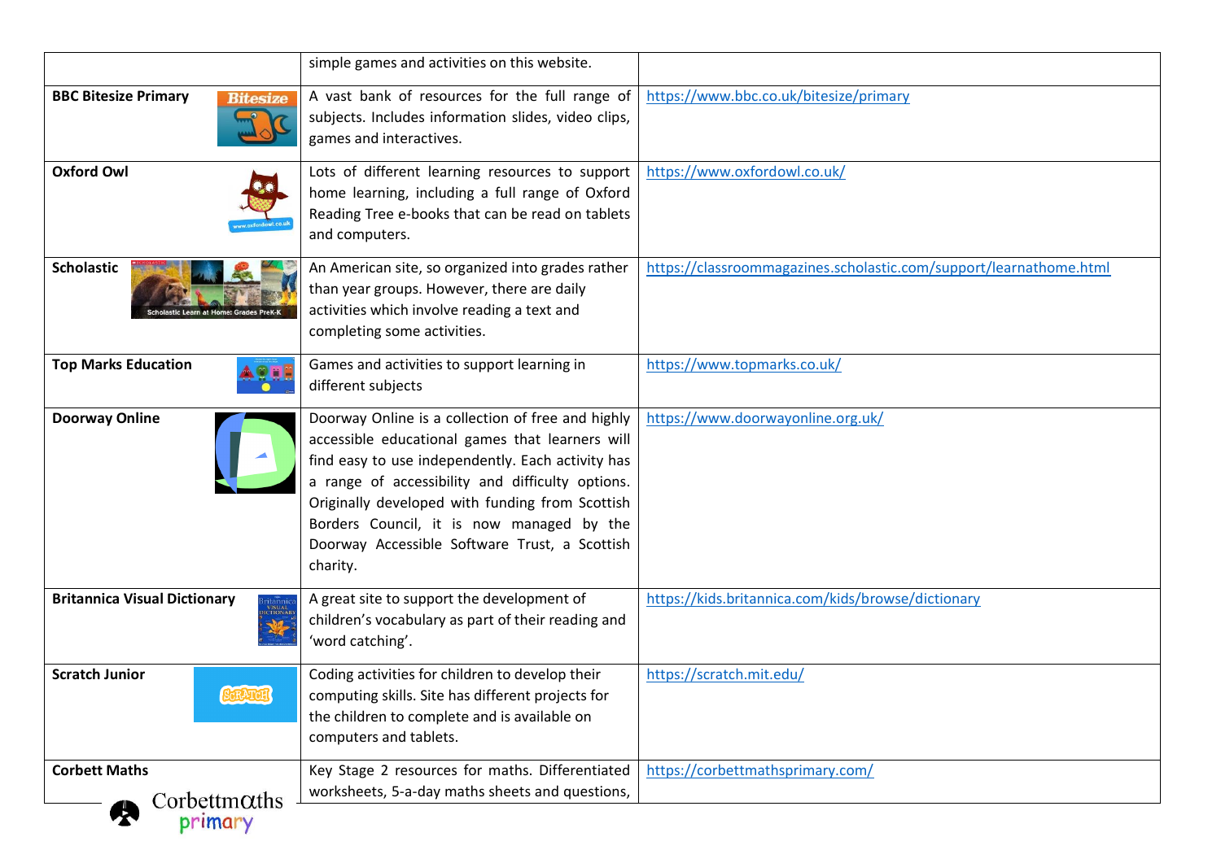|  |  |  |
|---|---|---|
|  | simple games and activities on this website. |  |
| **BBC Bitesize Primary** | A vast bank of resources for the full range of subjects. Includes information slides, video clips, games and interactives. | https://www.bbc.co.uk/bitesize/primary |
| **Oxford Owl** | Lots of different learning resources to support home learning, including a full range of Oxford Reading Tree e-books that can be read on tablets and computers. | https://www.oxfordowl.co.uk/ |
| **Scholastic** | An American site, so organized into grades rather than year groups. However, there are daily activities which involve reading a text and completing some activities. | https://classroommagazines.scholastic.com/support/learnathome.html |
| **Top Marks Education** | Games and activities to support learning in different subjects | https://www.topmarks.co.uk/ |
| **Doorway Online** | Doorway Online is a collection of free and highly accessible educational games that learners will find easy to use independently. Each activity has a range of accessibility and difficulty options. Originally developed with funding from Scottish Borders Council, it is now managed by the Doorway Accessible Software Trust, a Scottish charity. | https://www.doorwayonline.org.uk/ |
| **Britannica Visual Dictionary** | A great site to support the development of children's vocabulary as part of their reading and 'word catching'. | https://kids.britannica.com/kids/browse/dictionary |
| **Scratch Junior** | Coding activities for children to develop their computing skills. Site has different projects for the children to complete and is available on computers and tablets. | https://scratch.mit.edu/ |
| **Corbett Maths** | Key Stage 2 resources for maths. Differentiated worksheets, 5-a-day maths sheets and questions, | https://corbettmathsprimary.com/ |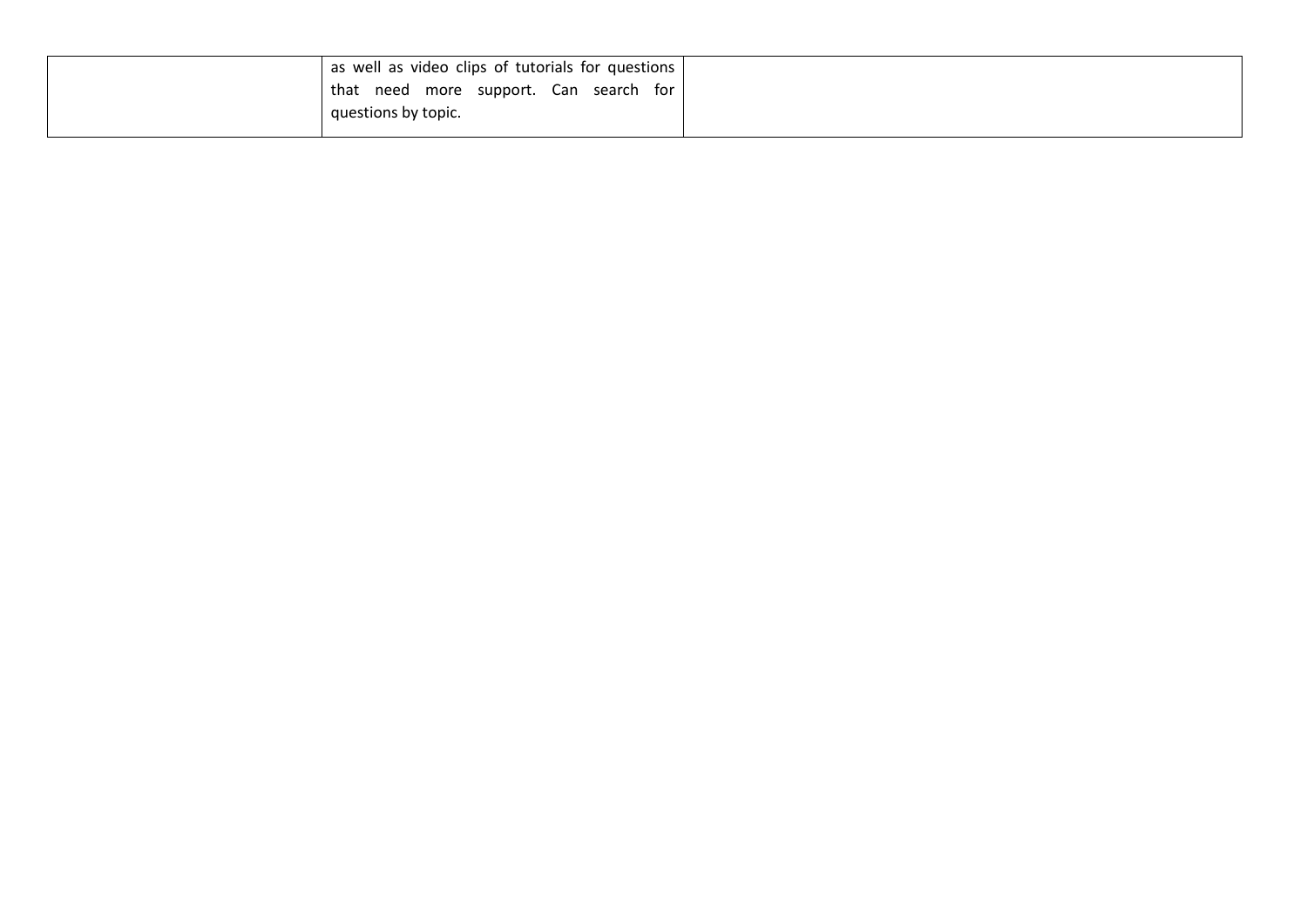| | | |
|---|---|---|
| | as well as video clips of tutorials for questions that need more support. Can search for questions by topic. | |